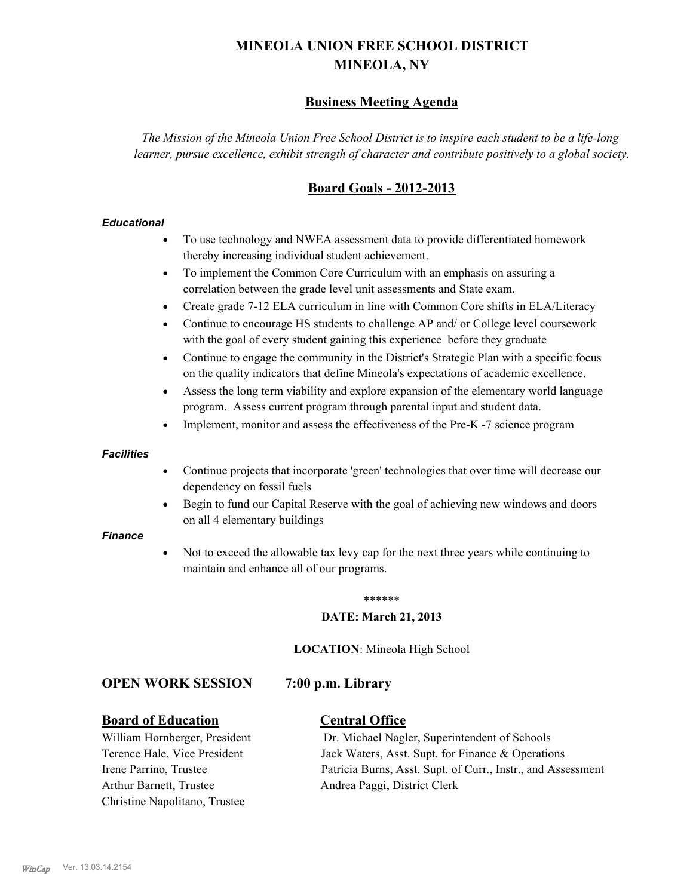# MINEOLA UNION FREE SCHOOL DISTRICT
# MINEOLA, NY

## Business Meeting Agenda

*The Mission of the Mineola Union Free School District is to inspire each student to be a life-long learner, pursue excellence, exhibit strength of character and contribute positively to a global society.*

## Board Goals - 2012-2013

***Educational***

- To use technology and NWEA assessment data to provide differentiated homework thereby increasing individual student achievement.
- To implement the Common Core Curriculum with an emphasis on assuring a correlation between the grade level unit assessments and State exam.
- Create grade 7-12 ELA curriculum in line with Common Core shifts in ELA/Literacy
- Continue to encourage HS students to challenge AP and/ or College level coursework with the goal of every student gaining this experience before they graduate
- Continue to engage the community in the District's Strategic Plan with a specific focus on the quality indicators that define Mineola's expectations of academic excellence.
- Assess the long term viability and explore expansion of the elementary world language program. Assess current program through parental input and student data.
- Implement, monitor and assess the effectiveness of the Pre-K -7 science program

***Facilities***

- Continue projects that incorporate 'green' technologies that over time will decrease our dependency on fossil fuels
- Begin to fund our Capital Reserve with the goal of achieving new windows and doors on all 4 elementary buildings

***Finance***

- Not to exceed the allowable tax levy cap for the next three years while continuing to maintain and enhance all of our programs.

******

**DATE: March 21, 2013**

**LOCATION**: Mineola High School

### OPEN WORK SESSION 7:00 p.m. Library

**Board of Education**

William Hornberger, President
Terence Hale, Vice President
Irene Parrino, Trustee
Arthur Barnett, Trustee
Christine Napolitano, Trustee

**Central Office**

Dr. Michael Nagler, Superintendent of Schools
Jack Waters, Asst. Supt. for Finance & Operations
Patricia Burns, Asst. Supt. of Curr., Instr., and Assessment
Andrea Paggi, District Clerk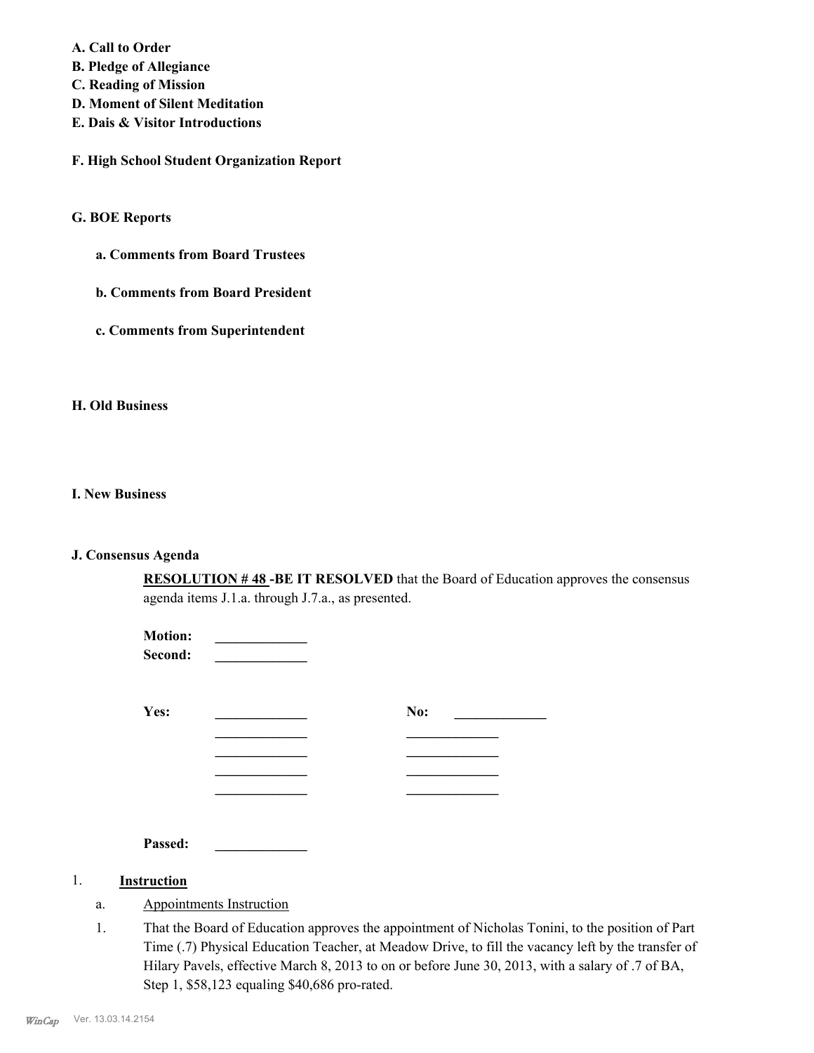**A. Call to Order**
**B. Pledge of Allegiance**
**C. Reading of Mission**
**D. Moment of Silent Meditation**
**E. Dais & Visitor Introductions**

**F. High School Student Organization Report**

**G. BOE Reports**

**a. Comments from Board Trustees**

**b. Comments from Board President**

**c. Comments from Superintendent**

**H. Old Business**

**I. New Business**

**J. Consensus Agenda**

**RESOLUTION # 48 -BE IT RESOLVED** that the Board of Education approves the consensus agenda items J.1.a. through J.7.a., as presented.

**Motion:** _____________
**Second:** _____________

| **Yes:** | _____________ | **No:** | _____________ |
|---|---|---|---|
| | _____________ | | _____________ |
| | _____________ | | _____________ |
| | _____________ | | _____________ |
| | _____________ | | _____________ |

**Passed:** _____________

1. **Instruction**

a. Appointments Instruction

1. That the Board of Education approves the appointment of Nicholas Tonini, to the position of Part Time (.7) Physical Education Teacher, at Meadow Drive, to fill the vacancy left by the transfer of Hilary Pavels, effective March 8, 2013 to on or before June 30, 2013, with a salary of .7 of BA, Step 1, $58,123 equaling $40,686 pro-rated.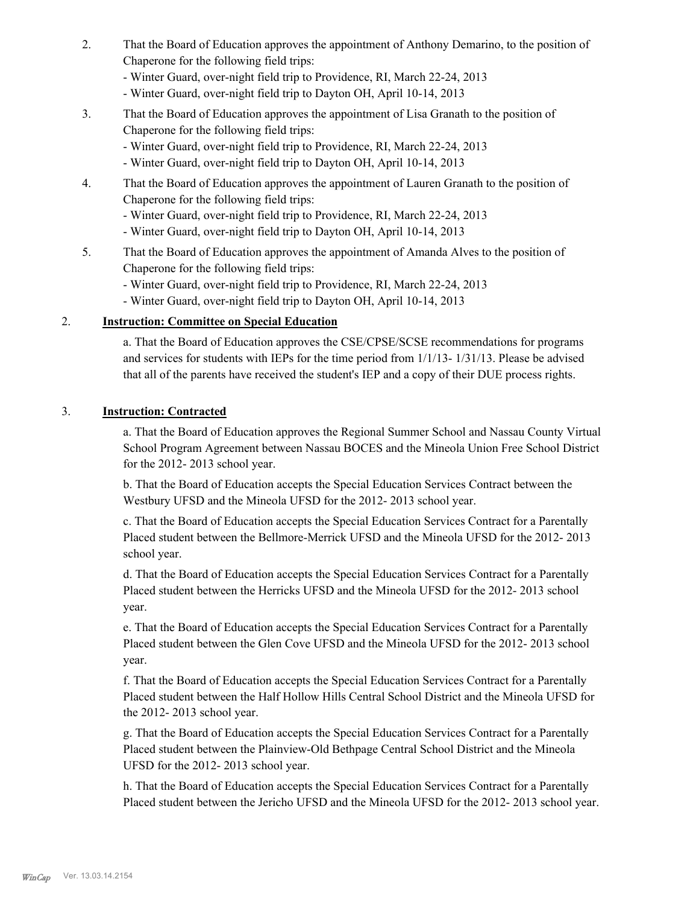2. That the Board of Education approves the appointment of Anthony Demarino, to the position of Chaperone for the following field trips:
   - Winter Guard, over-night field trip to Providence, RI, March 22-24, 2013
   - Winter Guard, over-night field trip to Dayton OH, April 10-14, 2013
3. That the Board of Education approves the appointment of Lisa Granath to the position of Chaperone for the following field trips:
   - Winter Guard, over-night field trip to Providence, RI, March 22-24, 2013
   - Winter Guard, over-night field trip to Dayton OH, April 10-14, 2013
4. That the Board of Education approves the appointment of Lauren Granath to the position of Chaperone for the following field trips:
   - Winter Guard, over-night field trip to Providence, RI, March 22-24, 2013
   - Winter Guard, over-night field trip to Dayton OH, April 10-14, 2013
5. That the Board of Education approves the appointment of Amanda Alves to the position of Chaperone for the following field trips:
   - Winter Guard, over-night field trip to Providence, RI, March 22-24, 2013
   - Winter Guard, over-night field trip to Dayton OH, April 10-14, 2013

2. **Instruction: Committee on Special Education**

a. That the Board of Education approves the CSE/CPSE/SCSE recommendations for programs and services for students with IEPs for the time period from 1/1/13- 1/31/13. Please be advised that all of the parents have received the student's IEP and a copy of their DUE process rights.

3. **Instruction: Contracted**

a. That the Board of Education approves the Regional Summer School and Nassau County Virtual School Program Agreement between Nassau BOCES and the Mineola Union Free School District for the 2012- 2013 school year.

b. That the Board of Education accepts the Special Education Services Contract between the Westbury UFSD and the Mineola UFSD for the 2012- 2013 school year.

c. That the Board of Education accepts the Special Education Services Contract for a Parentally Placed student between the Bellmore-Merrick UFSD and the Mineola UFSD for the 2012- 2013 school year.

d. That the Board of Education accepts the Special Education Services Contract for a Parentally Placed student between the Herricks UFSD and the Mineola UFSD for the 2012- 2013 school year.

e. That the Board of Education accepts the Special Education Services Contract for a Parentally Placed student between the Glen Cove UFSD and the Mineola UFSD for the 2012- 2013 school year.

f. That the Board of Education accepts the Special Education Services Contract for a Parentally Placed student between the Half Hollow Hills Central School District and the Mineola UFSD for the 2012- 2013 school year.

g. That the Board of Education accepts the Special Education Services Contract for a Parentally Placed student between the Plainview-Old Bethpage Central School District and the Mineola UFSD for the 2012- 2013 school year.

h. That the Board of Education accepts the Special Education Services Contract for a Parentally Placed student between the Jericho UFSD and the Mineola UFSD for the 2012- 2013 school year.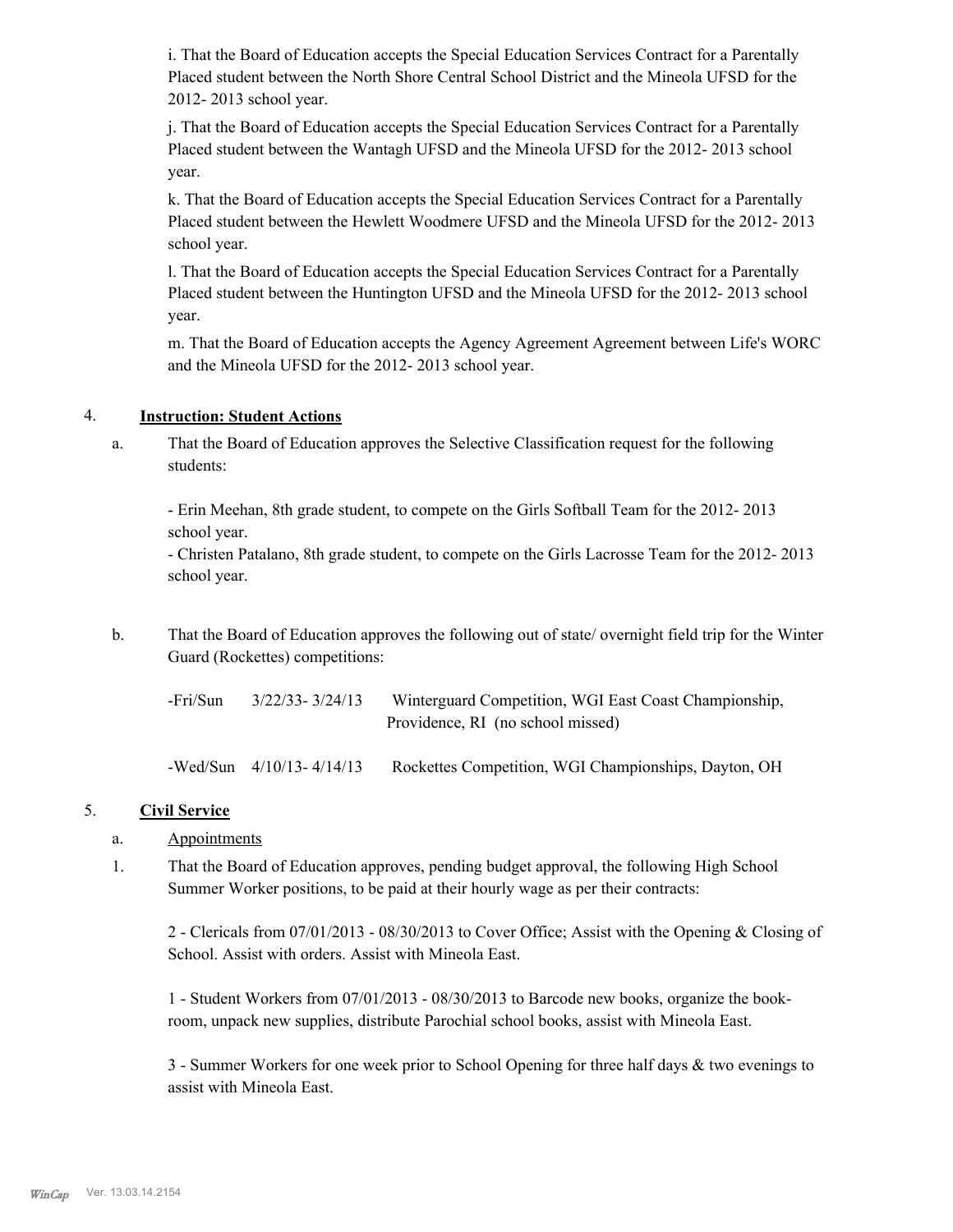i. That the Board of Education accepts the Special Education Services Contract for a Parentally Placed student between the North Shore Central School District and the Mineola UFSD for the 2012- 2013 school year.

j. That the Board of Education accepts the Special Education Services Contract for a Parentally Placed student between the Wantagh UFSD and the Mineola UFSD for the 2012- 2013 school year.

k. That the Board of Education accepts the Special Education Services Contract for a Parentally Placed student between the Hewlett Woodmere UFSD and the Mineola UFSD for the 2012- 2013 school year.

l. That the Board of Education accepts the Special Education Services Contract for a Parentally Placed student between the Huntington UFSD and the Mineola UFSD for the 2012- 2013 school year.

m. That the Board of Education accepts the Agency Agreement Agreement between Life's WORC and the Mineola UFSD for the 2012- 2013 school year.

4. **Instruction: Student Actions**

a. That the Board of Education approves the Selective Classification request for the following students:

- Erin Meehan, 8th grade student, to compete on the Girls Softball Team for the 2012- 2013 school year.
- Christen Patalano, 8th grade student, to compete on the Girls Lacrosse Team for the 2012- 2013 school year.

b. That the Board of Education approves the following out of state/ overnight field trip for the Winter Guard (Rockettes) competitions:

| | | |
|---|---|---|
| -Fri/Sun | 3/22/33- 3/24/13 | Winterguard Competition, WGI East Coast Championship, Providence, RI (no school missed) |
| -Wed/Sun | 4/10/13- 4/14/13 | Rockettes Competition, WGI Championships, Dayton, OH |

5. **Civil Service**

a. Appointments

1. That the Board of Education approves, pending budget approval, the following High School Summer Worker positions, to be paid at their hourly wage as per their contracts:

2 - Clericals from 07/01/2013 - 08/30/2013 to Cover Office; Assist with the Opening & Closing of School. Assist with orders. Assist with Mineola East.

1 - Student Workers from 07/01/2013 - 08/30/2013 to Barcode new books, organize the book-room, unpack new supplies, distribute Parochial school books, assist with Mineola East.

3 - Summer Workers for one week prior to School Opening for three half days & two evenings to assist with Mineola East.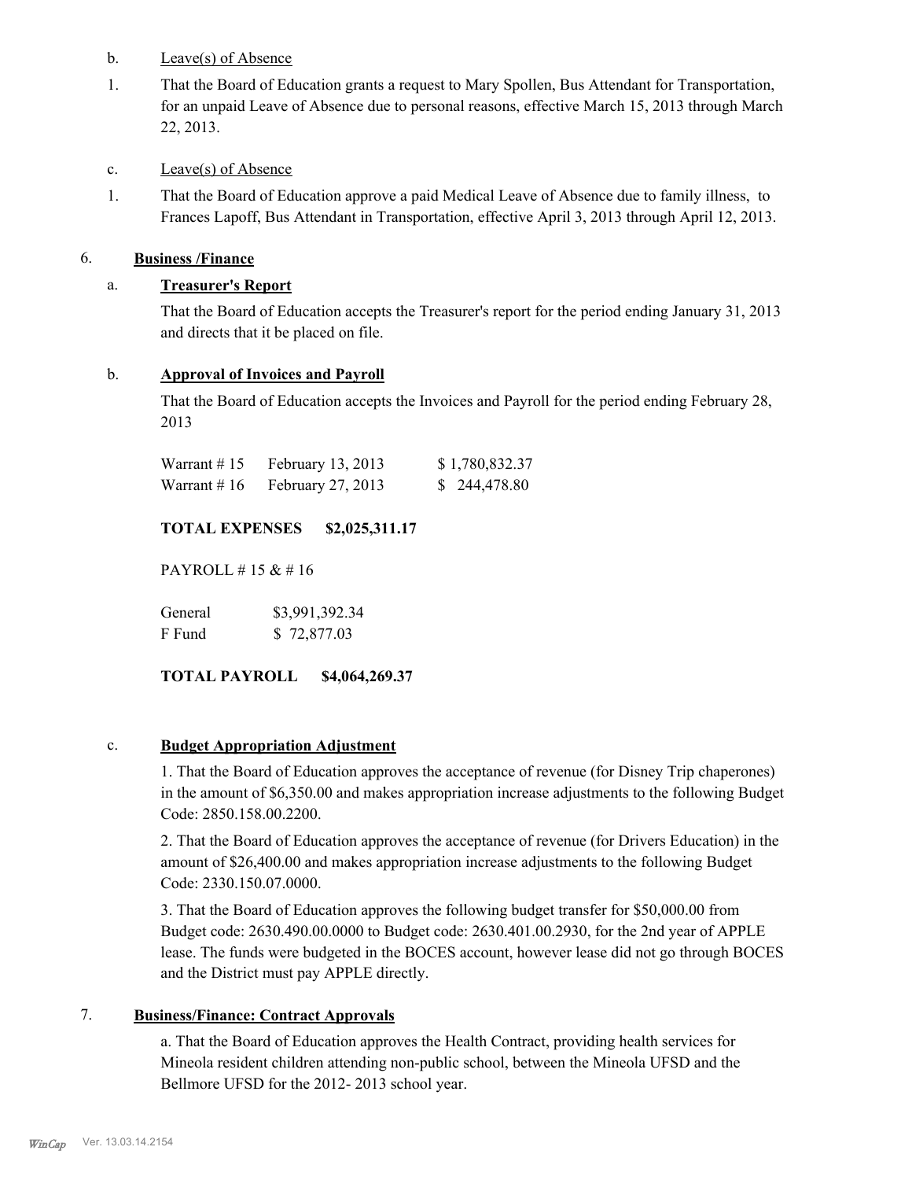b. Leave(s) of Absence

1. That the Board of Education grants a request to Mary Spollen, Bus Attendant for Transportation, for an unpaid Leave of Absence due to personal reasons, effective March 15, 2013 through March 22, 2013.

c. Leave(s) of Absence

1. That the Board of Education approve a paid Medical Leave of Absence due to family illness, to Frances Lapoff, Bus Attendant in Transportation, effective April 3, 2013 through April 12, 2013.

6. **Business /Finance**

a. **Treasurer's Report**

That the Board of Education accepts the Treasurer's report for the period ending January 31, 2013 and directs that it be placed on file.

b. **Approval of Invoices and Payroll**

That the Board of Education accepts the Invoices and Payroll for the period ending February 28, 2013

| | | |
|---|---|---|
| Warrant # 15 | February 13, 2013 | $ 1,780,832.37 |
| Warrant # 16 | February 27, 2013 | $ 244,478.80 |

**TOTAL EXPENSES $2,025,311.17**

PAYROLL # 15 & # 16

| | |
|---|---|
| General | $3,991,392.34 |
| F Fund | $ 72,877.03 |

**TOTAL PAYROLL $4,064,269.37**

c. **Budget Appropriation Adjustment**

1. That the Board of Education approves the acceptance of revenue (for Disney Trip chaperones) in the amount of $6,350.00 and makes appropriation increase adjustments to the following Budget Code: 2850.158.00.2200.

2. That the Board of Education approves the acceptance of revenue (for Drivers Education) in the amount of $26,400.00 and makes appropriation increase adjustments to the following Budget Code: 2330.150.07.0000.

3. That the Board of Education approves the following budget transfer for $50,000.00 from Budget code: 2630.490.00.0000 to Budget code: 2630.401.00.2930, for the 2nd year of APPLE lease. The funds were budgeted in the BOCES account, however lease did not go through BOCES and the District must pay APPLE directly.

7. **Business/Finance: Contract Approvals**

a. That the Board of Education approves the Health Contract, providing health services for Mineola resident children attending non-public school, between the Mineola UFSD and the Bellmore UFSD for the 2012- 2013 school year.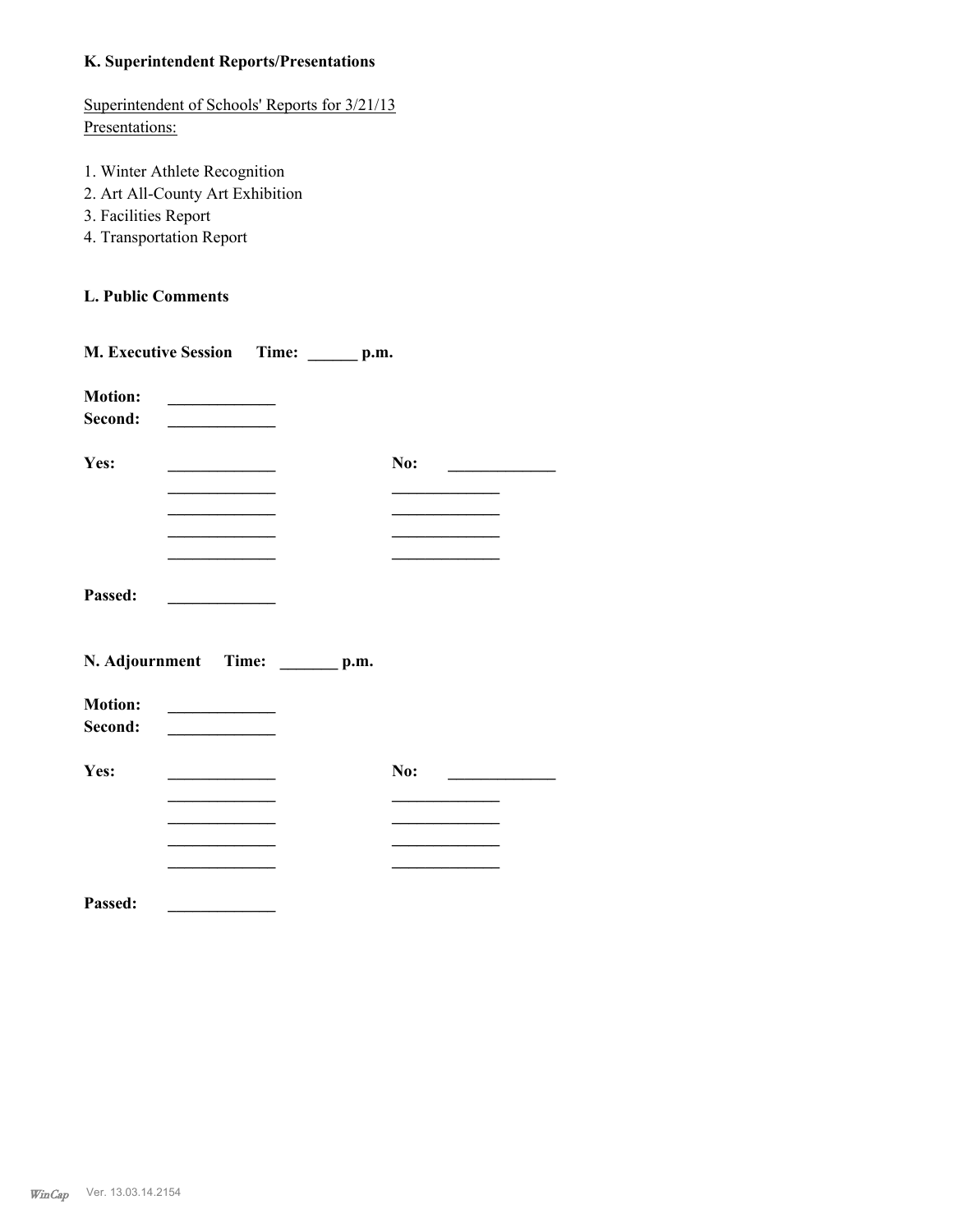**K. Superintendent Reports/Presentations**

Superintendent of Schools' Reports for 3/21/13
Presentations:

1. Winter Athlete Recognition
2. Art All-County Art Exhibition
3. Facilities Report
4. Transportation Report

**L. Public Comments**

**M. Executive Session Time: ______ p.m.**

**Motion:** _____________
**Second:** _____________

| | | | |
|---|---|---|---|
| **Yes:** | _____________ | **No:** | _____________ |
| | _____________ | | _____________ |
| | _____________ | | _____________ |
| | _____________ | | _____________ |
| | _____________ | | _____________ |

**Passed:** _____________

**N. Adjournment Time: _______ p.m.**

**Motion:** _____________
**Second:** _____________

| | | | |
|---|---|---|---|
| **Yes:** | _____________ | **No:** | _____________ |
| | _____________ | | _____________ |
| | _____________ | | _____________ |
| | _____________ | | _____________ |
| | _____________ | | _____________ |

**Passed:** _____________